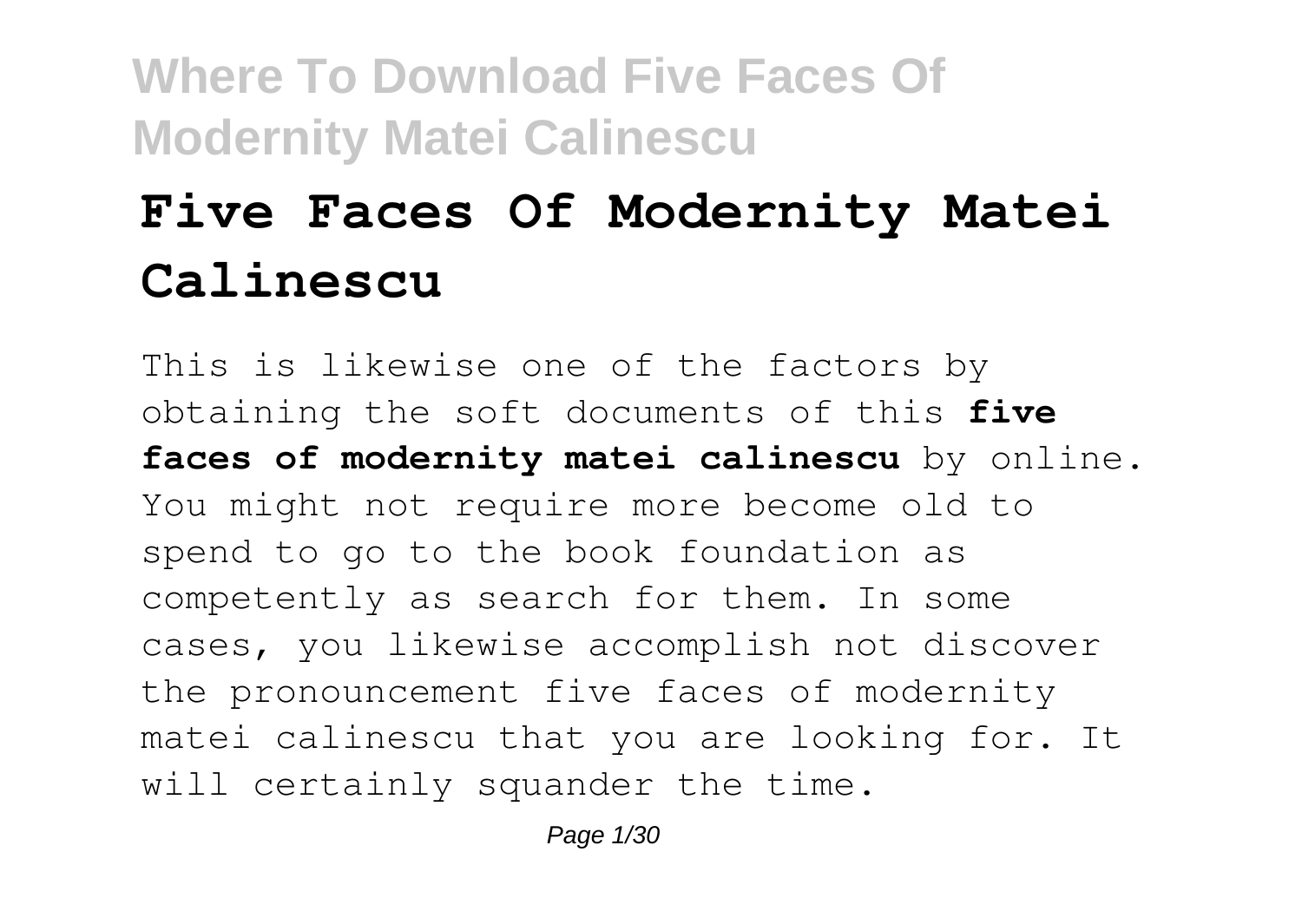# Five Faces Of Modernity Matei Calinescu

This is likewise one of the factors by obtaining the soft documents of this **five faces of modernity matei calinescu** by online. You might not require more become old to spend to go to the book foundation as competently as search for them. In some cases, you likewise accomplish not discover the pronouncement five faces of modernity matei calinescu that you are looking for. It will certainly squander the time.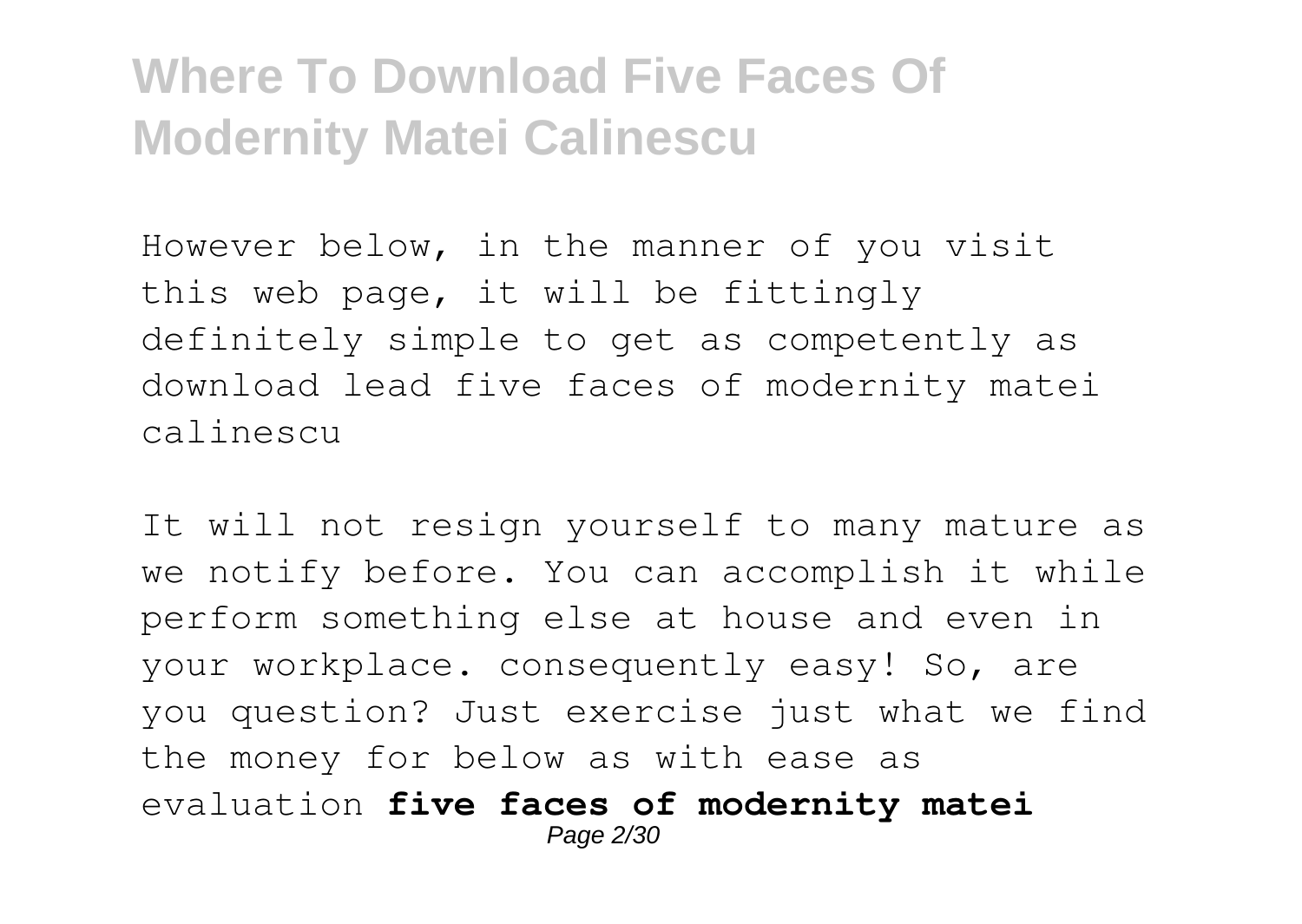However below, in the manner of you visit this web page, it will be fittingly definitely simple to get as competently as download lead five faces of modernity matei calinescu

It will not resign yourself to many mature as we notify before. You can accomplish it while perform something else at house and even in your workplace. consequently easy! So, are you question? Just exercise just what we find the money for below as with ease as evaluation **five faces of modernity matei**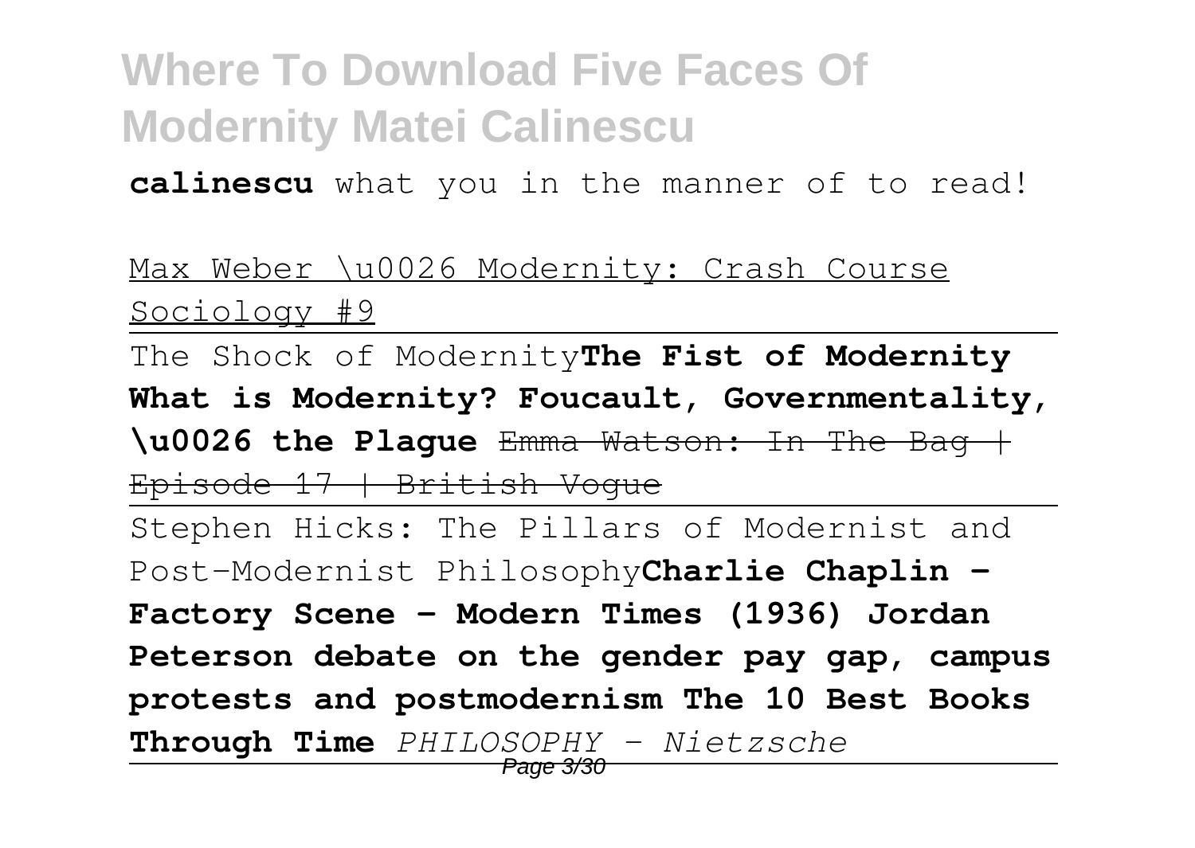**calinescu** what you in the manner of to read!

Max Weber \u0026 Modernity: Crash Course Sociology #9

The Shock of Modernity**The Fist of Modernity What is Modernity? Foucault, Governmentality, \u0026 the Plague** ~~Emma Watson: In The Bag | Episode 17 | British Vogue~~

Stephen Hicks: The Pillars of Modernist and Post-Modernist Philosophy**Charlie Chaplin - Factory Scene - Modern Times (1936) Jordan Peterson debate on the gender pay gap, campus protests and postmodernism The 10 Best Books Through Time** *PHILOSOPHY - Nietzsche*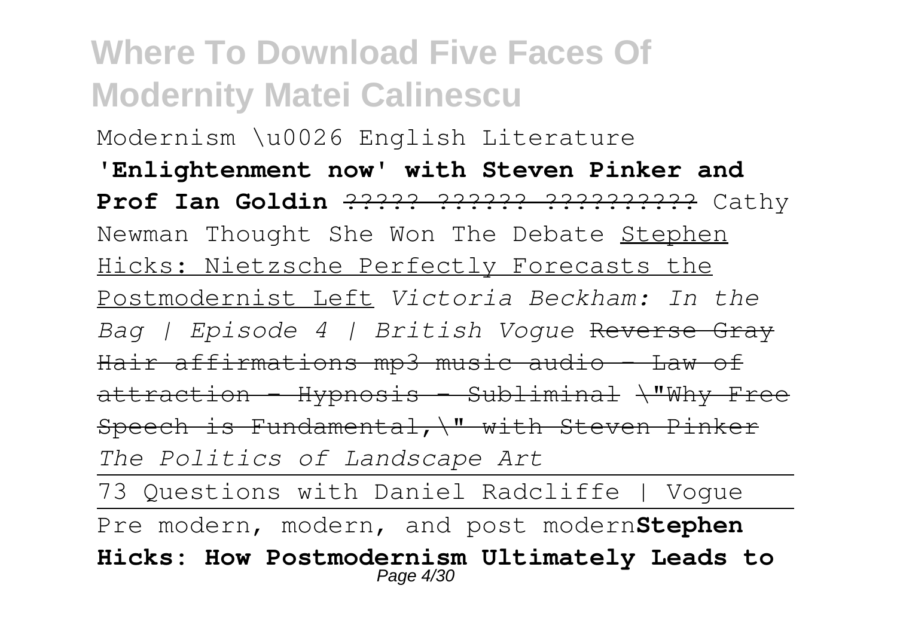Modernism \u0026 English Literature

**'Enlightenment now' with Steven Pinker and Prof Ian Goldin** ~~????? ?????? ??????????~~ Cathy Newman Thought She Won The Debate Stephen Hicks: Nietzsche Perfectly Forecasts the Postmodernist Left *Victoria Beckham: In the Bag | Episode 4 | British Vogue* ~~Reverse Gray Hair affirmations mp3 music audio - Law of attraction - Hypnosis - Subliminal~~ ~~\"Why Free Speech is Fundamental,\" with Steven Pinker~~ *The Politics of Landscape Art*

73 Questions with Daniel Radcliffe | Vogue

Pre modern, modern, and post modern**Stephen Hicks: How Postmodernism Ultimately Leads to**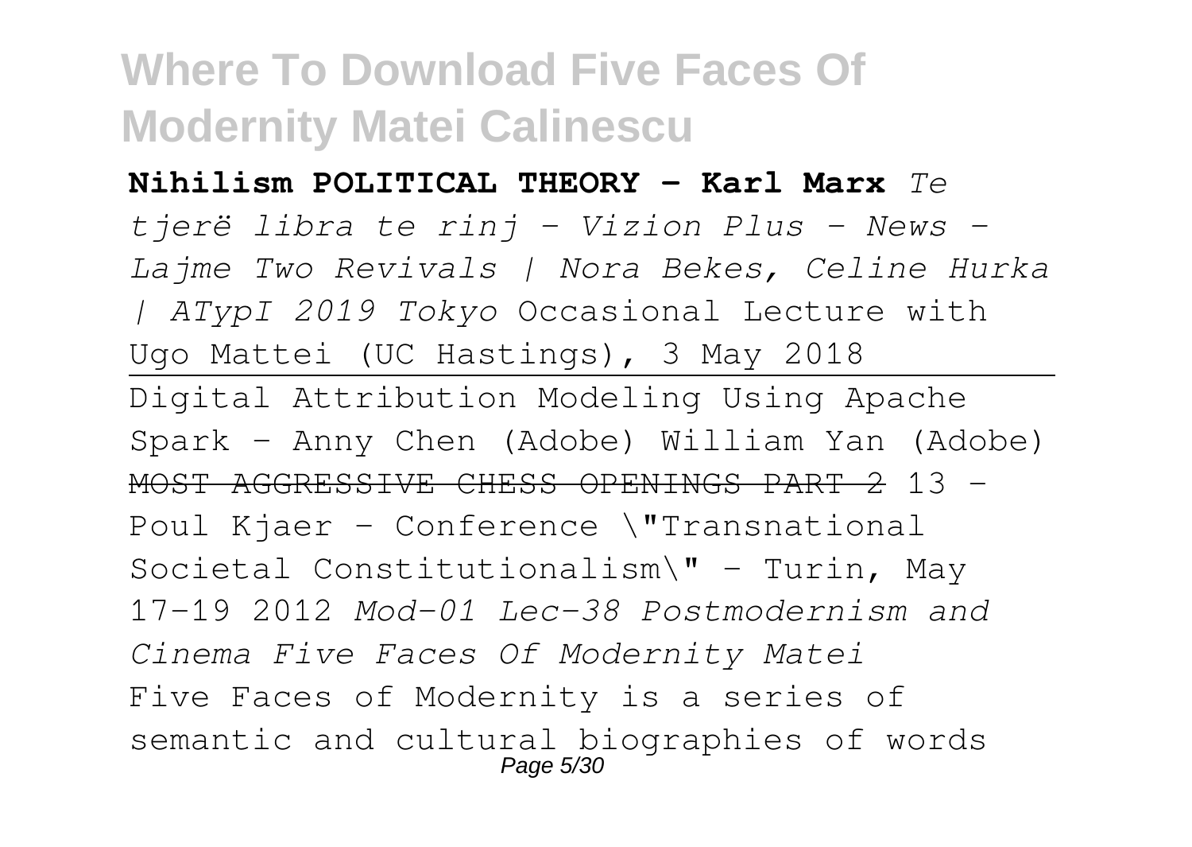**Nihilism POLITICAL THEORY - Karl Marx** *Te tjerë libra te rinj - Vizion Plus - News - Lajme Two Revivals | Nora Bekes, Celine Hurka | ATypI 2019 Tokyo* Occasional Lecture with Ugo Mattei (UC Hastings), 3 May 2018

---

Digital Attribution Modeling Using Apache Spark - Anny Chen (Adobe) William Yan (Adobe) ~~MOST AGGRESSIVE CHESS OPENINGS PART 2~~ 13 - Poul Kjaer - Conference \"Transnational Societal Constitutionalism\" - Turin, May 17-19 2012 *Mod-01 Lec-38 Postmodernism and Cinema Five Faces Of Modernity Matei*

Five Faces of Modernity is a series of semantic and cultural biographies of words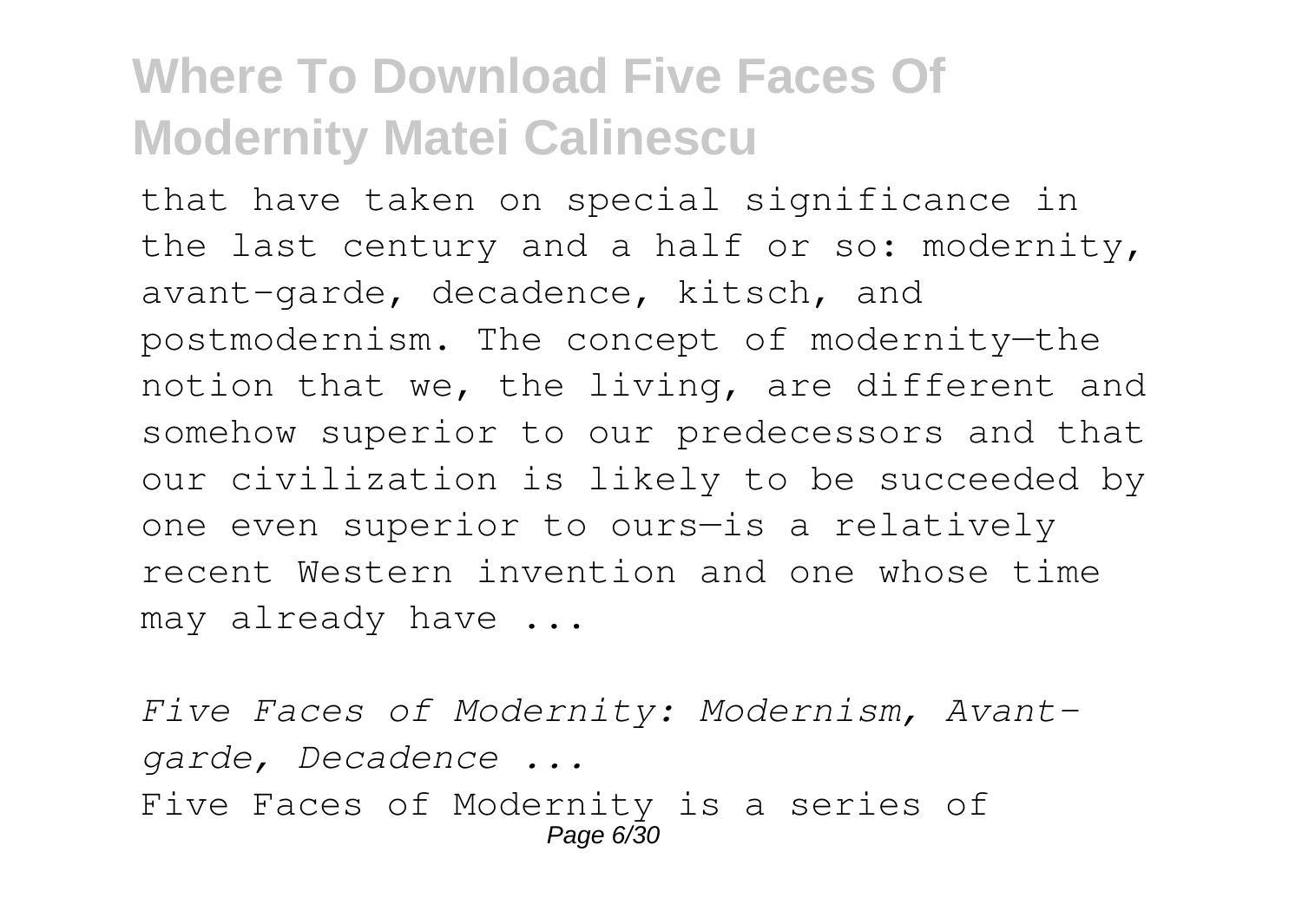that have taken on special significance in the last century and a half or so: modernity, avant-garde, decadence, kitsch, and postmodernism. The concept of modernity—the notion that we, the living, are different and somehow superior to our predecessors and that our civilization is likely to be succeeded by one even superior to ours—is a relatively recent Western invention and one whose time may already have ...

*Five Faces of Modernity: Modernism, Avant-garde, Decadence ...*

Five Faces of Modernity is a series of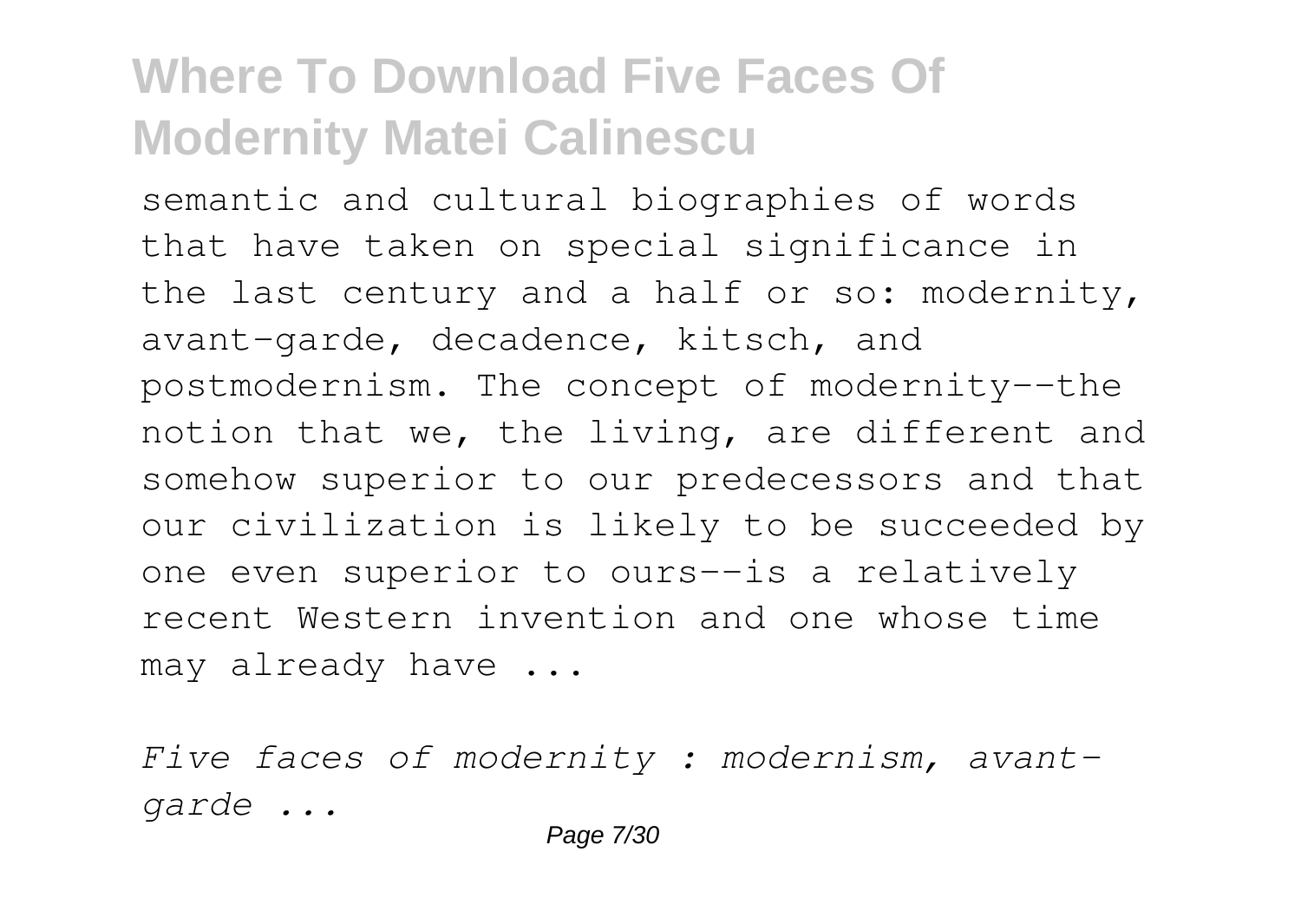semantic and cultural biographies of words that have taken on special significance in the last century and a half or so: modernity, avant-garde, decadence, kitsch, and postmodernism. The concept of modernity--the notion that we, the living, are different and somehow superior to our predecessors and that our civilization is likely to be succeeded by one even superior to ours--is a relatively recent Western invention and one whose time may already have ...

*Five faces of modernity : modernism, avant-garde ...*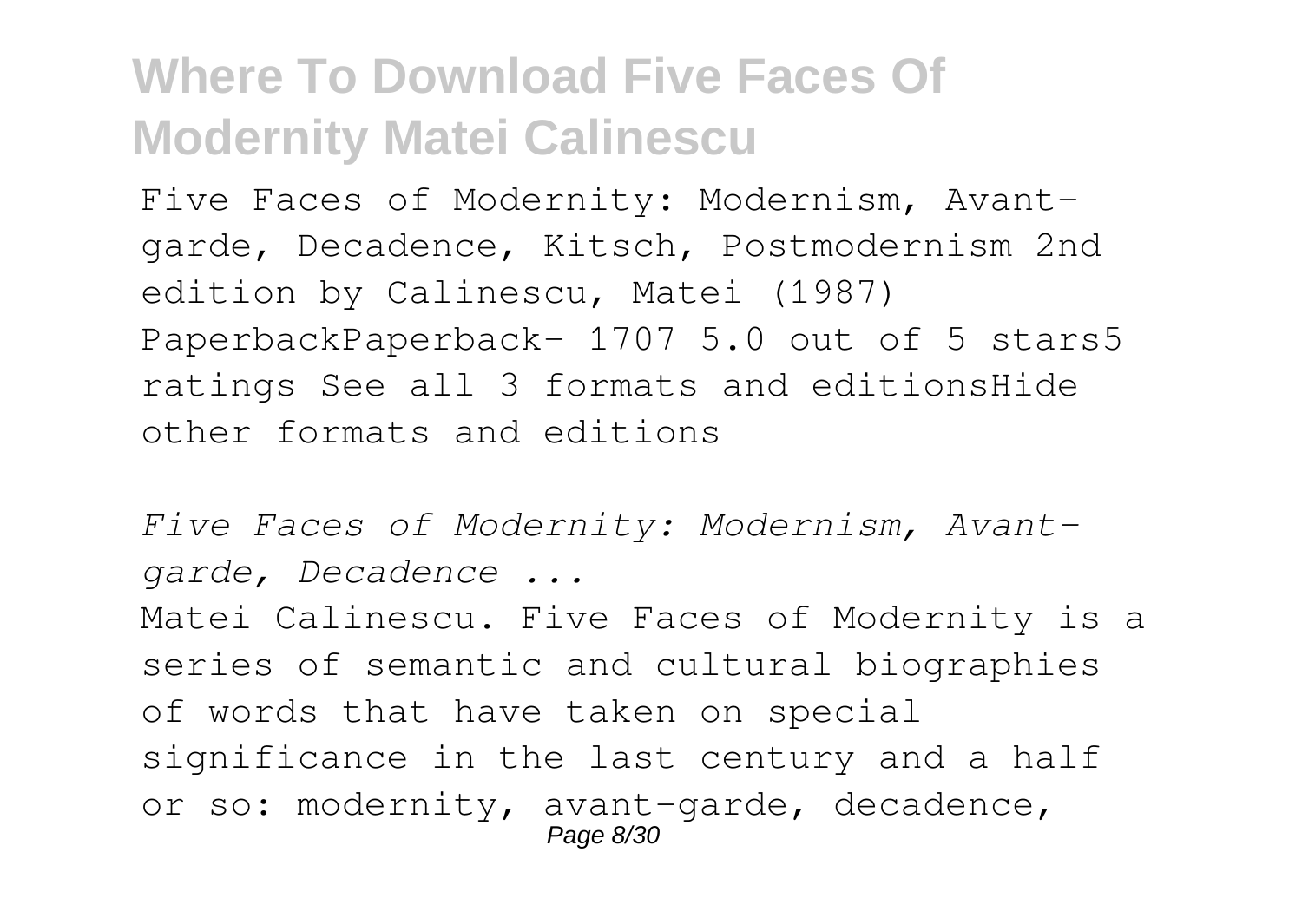Five Faces of Modernity: Modernism, Avant-garde, Decadence, Kitsch, Postmodernism 2nd edition by Calinescu, Matei (1987) PaperbackPaperback– 1707 5.0 out of 5 stars5 ratings See all 3 formats and editionsHide other formats and editions

*Five Faces of Modernity: Modernism, Avant-garde, Decadence ...*

Matei Calinescu. Five Faces of Modernity is a series of semantic and cultural biographies of words that have taken on special significance in the last century and a half or so: modernity, avant-garde, decadence,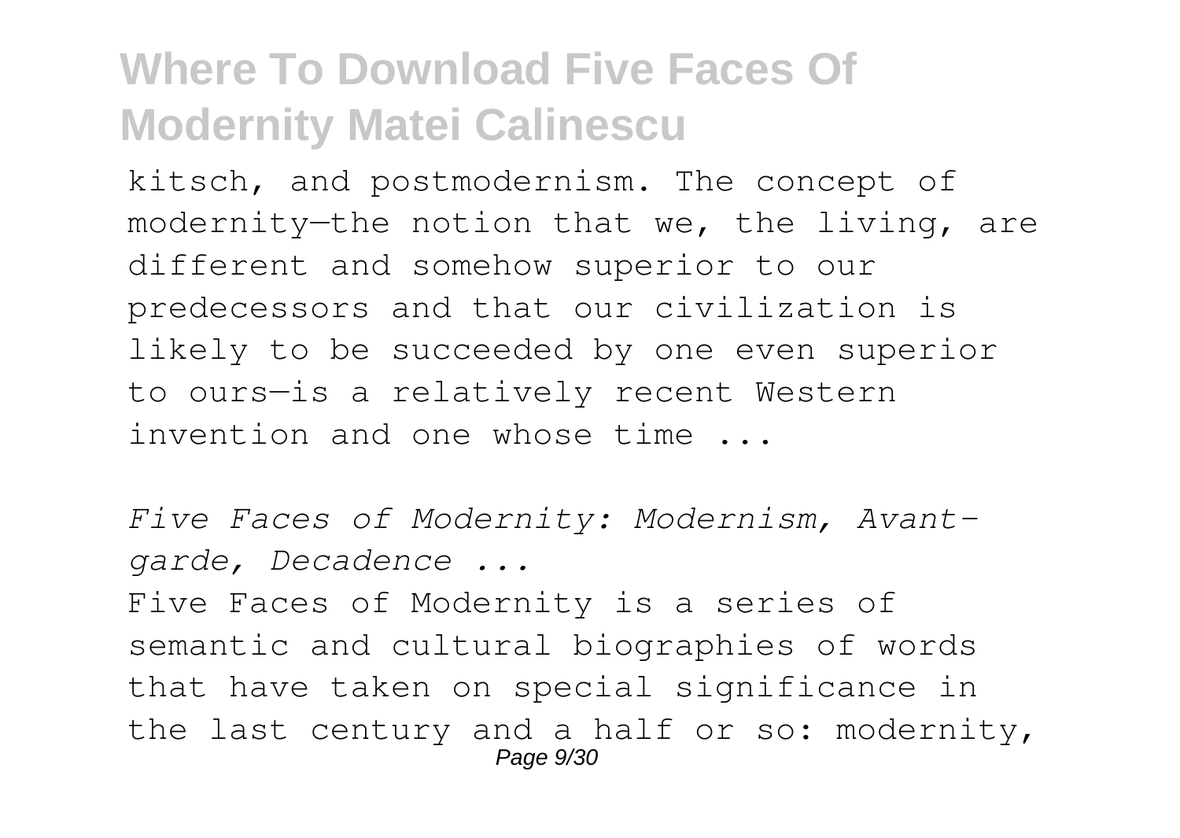kitsch, and postmodernism. The concept of modernity—the notion that we, the living, are different and somehow superior to our predecessors and that our civilization is likely to be succeeded by one even superior to ours—is a relatively recent Western invention and one whose time ...

*Five Faces of Modernity: Modernism, Avant-garde, Decadence ...*

Five Faces of Modernity is a series of semantic and cultural biographies of words that have taken on special significance in the last century and a half or so: modernity,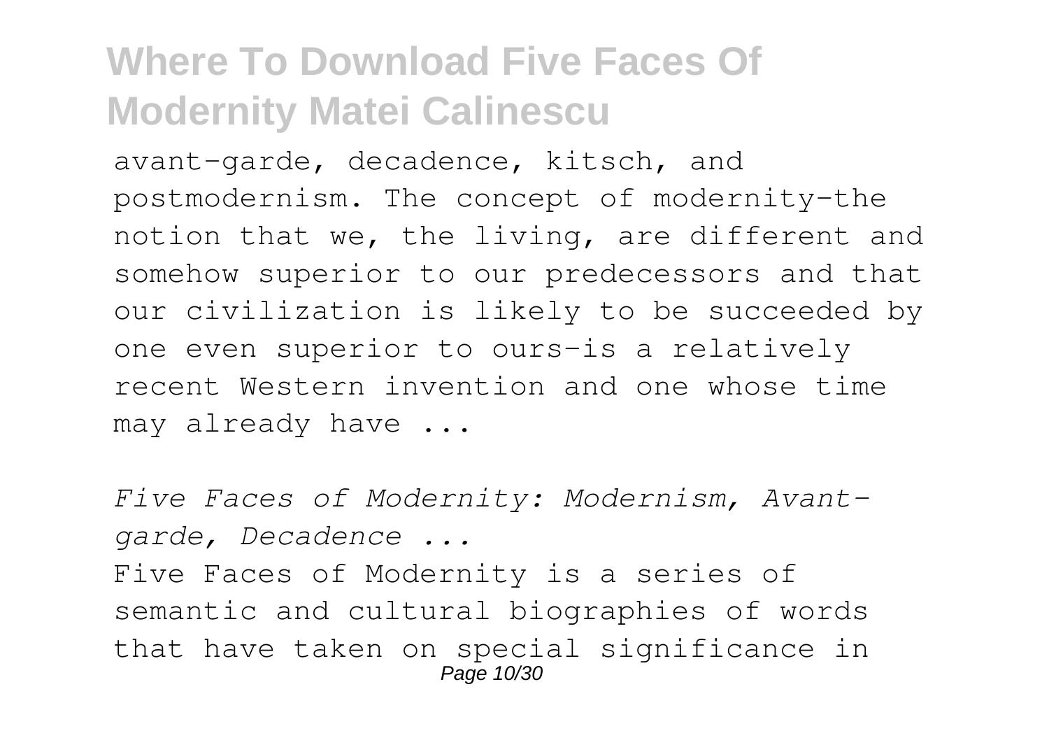# Where To Download Five Faces Of Modernity Matei Calinescu

avant-garde, decadence, kitsch, and postmodernism. The concept of modernity-the notion that we, the living, are different and somehow superior to our predecessors and that our civilization is likely to be succeeded by one even superior to ours-is a relatively recent Western invention and one whose time may already have ...

*Five Faces of Modernity: Modernism, Avant-garde, Decadence ...*

Five Faces of Modernity is a series of semantic and cultural biographies of words that have taken on special significance in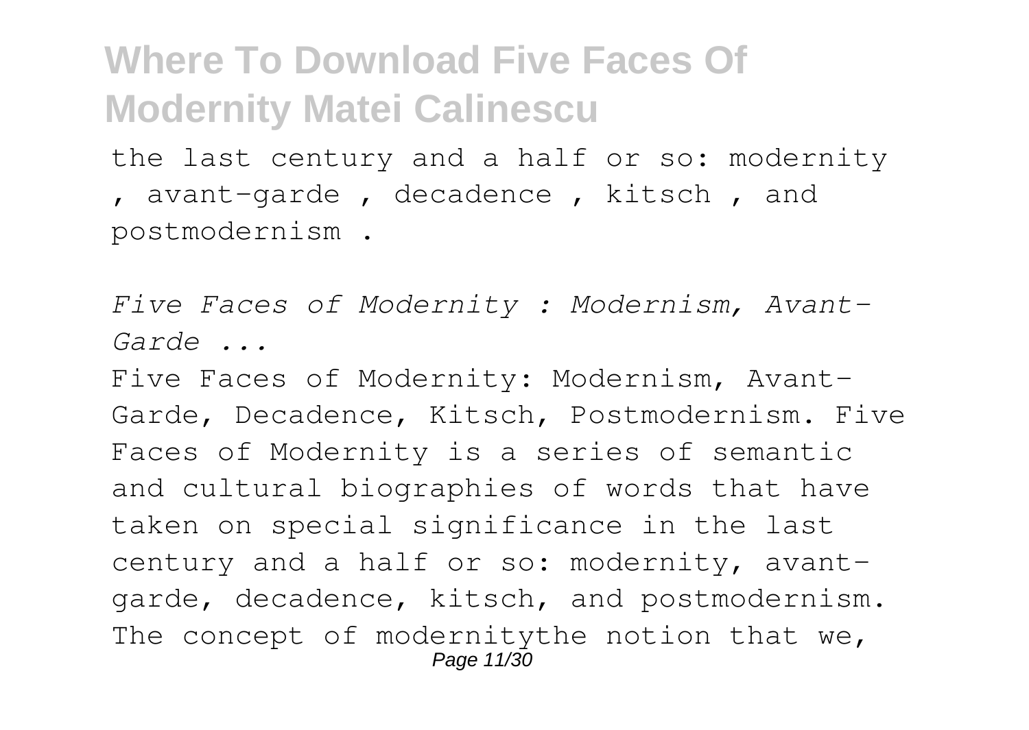the last century and a half or so: modernity , avant-garde , decadence , kitsch , and postmodernism .

*Five Faces of Modernity : Modernism, Avant-Garde ...*

Five Faces of Modernity: Modernism, Avant-Garde, Decadence, Kitsch, Postmodernism. Five Faces of Modernity is a series of semantic and cultural biographies of words that have taken on special significance in the last century and a half or so: modernity, avant-garde, decadence, kitsch, and postmodernism. The concept of modernitythe notion that we,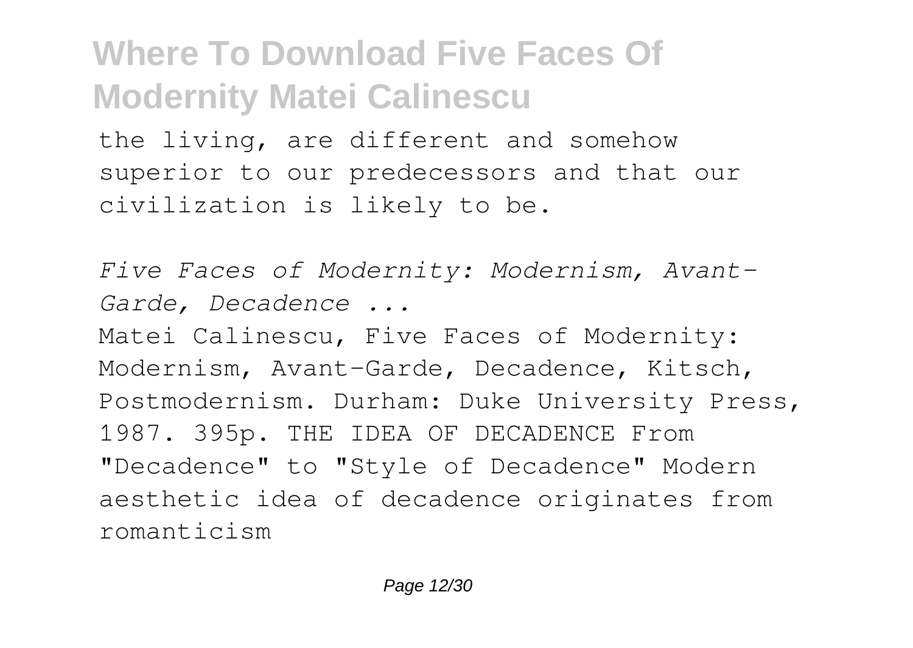the living, are different and somehow superior to our predecessors and that our civilization is likely to be.

*Five Faces of Modernity: Modernism, Avant-Garde, Decadence ...*

Matei Calinescu, Five Faces of Modernity: Modernism, Avant-Garde, Decadence, Kitsch, Postmodernism. Durham: Duke University Press, 1987. 395p. THE IDEA OF DECADENCE From "Decadence" to "Style of Decadence" Modern aesthetic idea of decadence originates from romanticism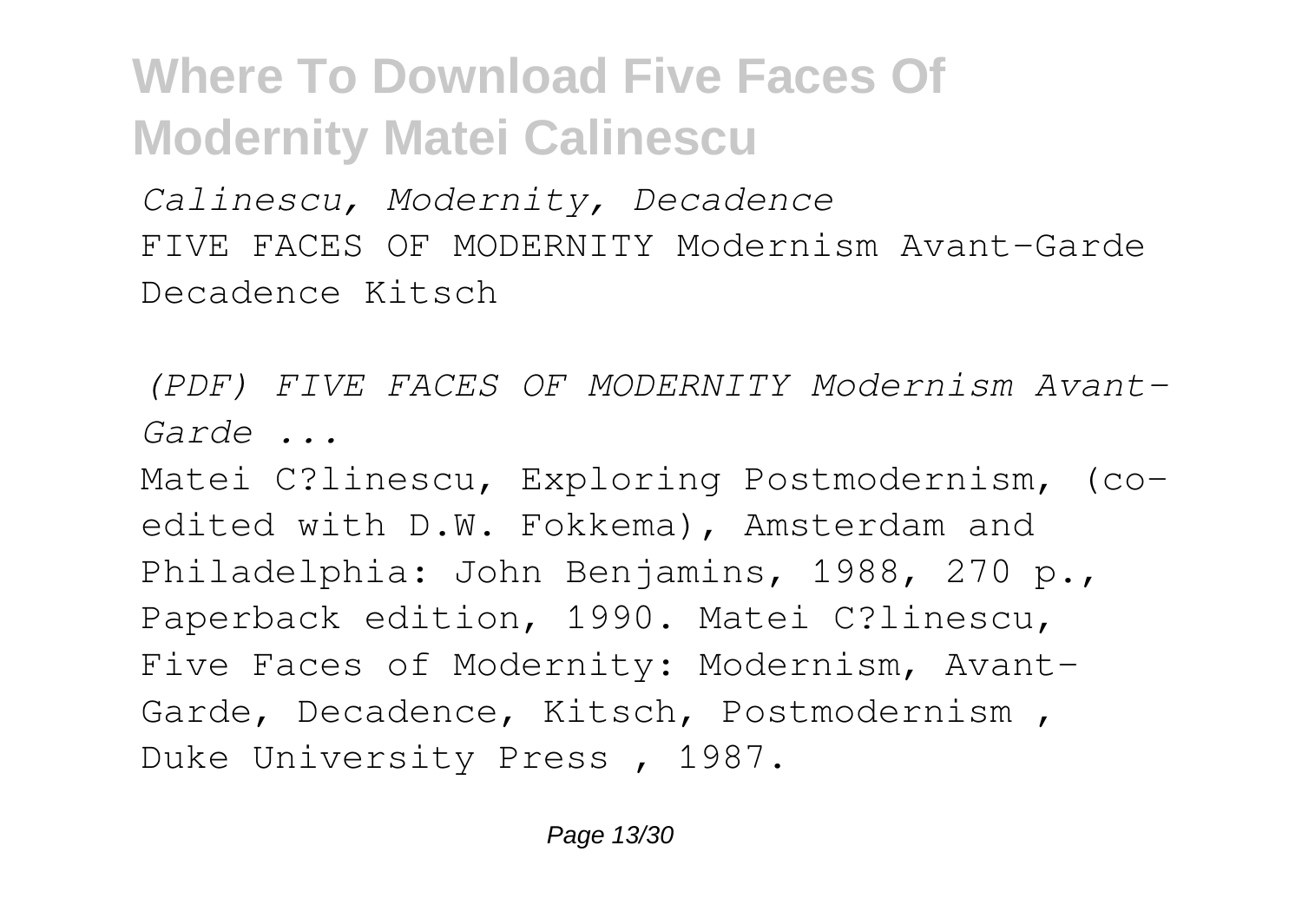*Calinescu, Modernity, Decadence*

FIVE FACES OF MODERNITY Modernism Avant-Garde Decadence Kitsch

*(PDF) FIVE FACES OF MODERNITY Modernism Avant-Garde ...*

Matei C?linescu, Exploring Postmodernism, (co-edited with D.W. Fokkema), Amsterdam and Philadelphia: John Benjamins, 1988, 270 p., Paperback edition, 1990. Matei C?linescu, Five Faces of Modernity: Modernism, Avant-Garde, Decadence, Kitsch, Postmodernism , Duke University Press , 1987.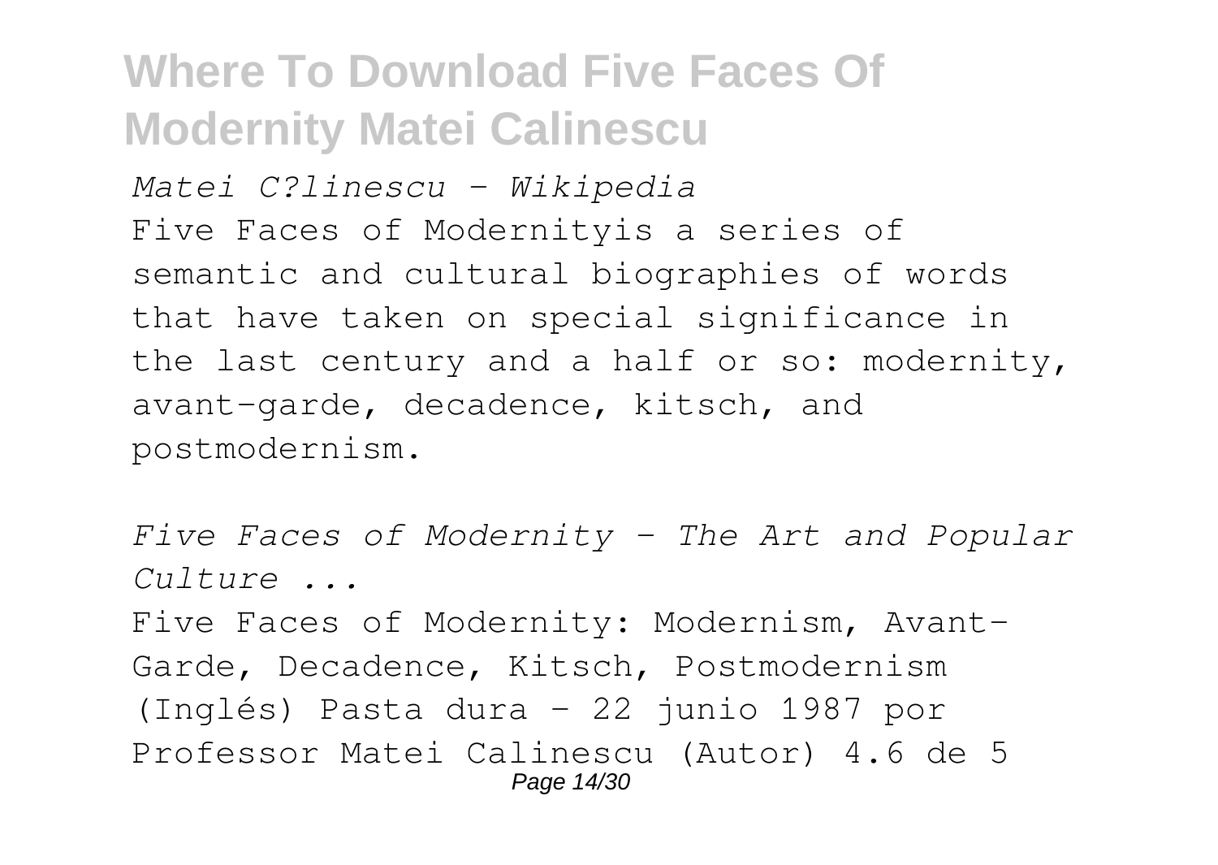*Matei C?linescu - Wikipedia*

Five Faces of Modernityis a series of semantic and cultural biographies of words that have taken on special significance in the last century and a half or so: modernity, avant-garde, decadence, kitsch, and postmodernism.

*Five Faces of Modernity - The Art and Popular Culture ...*

Five Faces of Modernity: Modernism, Avant-Garde, Decadence, Kitsch, Postmodernism (Inglés) Pasta dura – 22 junio 1987 por Professor Matei Calinescu (Autor) 4.6 de 5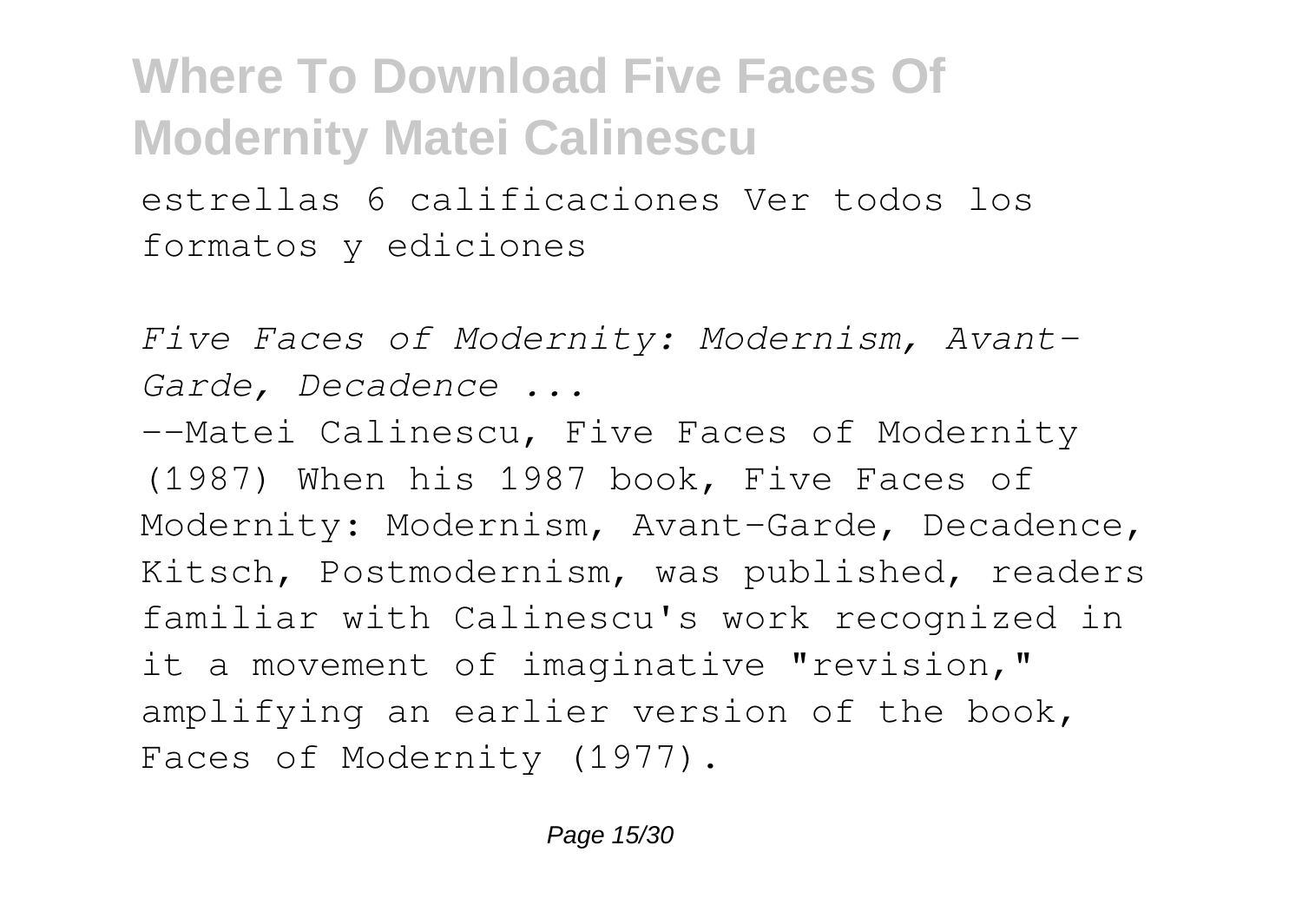estrellas 6 calificaciones Ver todos los formatos y ediciones

*Five Faces of Modernity: Modernism, Avant-Garde, Decadence ...*

--Matei Calinescu, Five Faces of Modernity (1987) When his 1987 book, Five Faces of Modernity: Modernism, Avant-Garde, Decadence, Kitsch, Postmodernism, was published, readers familiar with Calinescu's work recognized in it a movement of imaginative "revision," amplifying an earlier version of the book, Faces of Modernity (1977).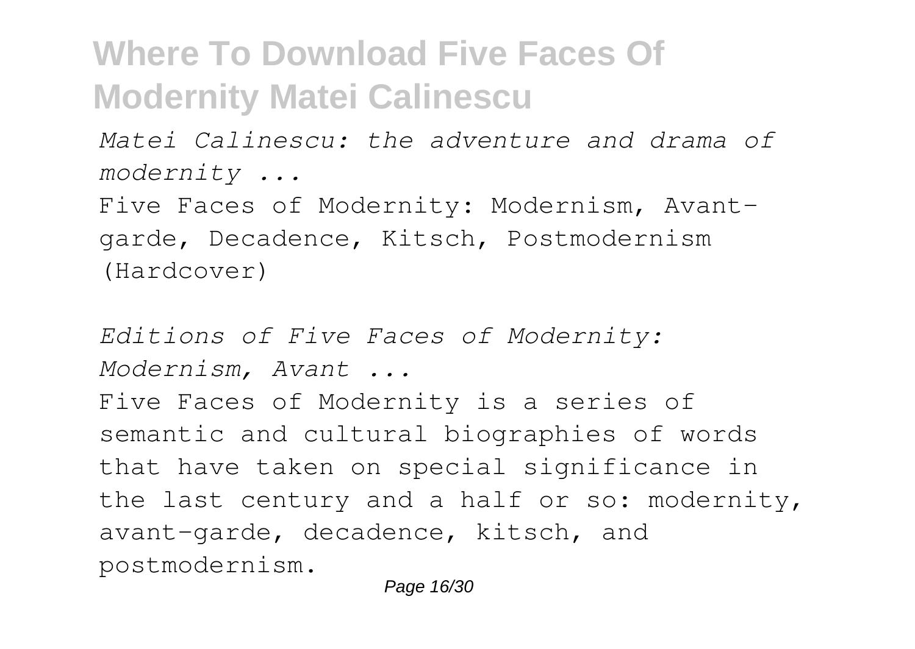*Matei Calinescu: the adventure and drama of modernity ...*

Five Faces of Modernity: Modernism, Avant-garde, Decadence, Kitsch, Postmodernism (Hardcover)

*Editions of Five Faces of Modernity: Modernism, Avant ...*

Five Faces of Modernity is a series of semantic and cultural biographies of words that have taken on special significance in the last century and a half or so: modernity, avant-garde, decadence, kitsch, and postmodernism.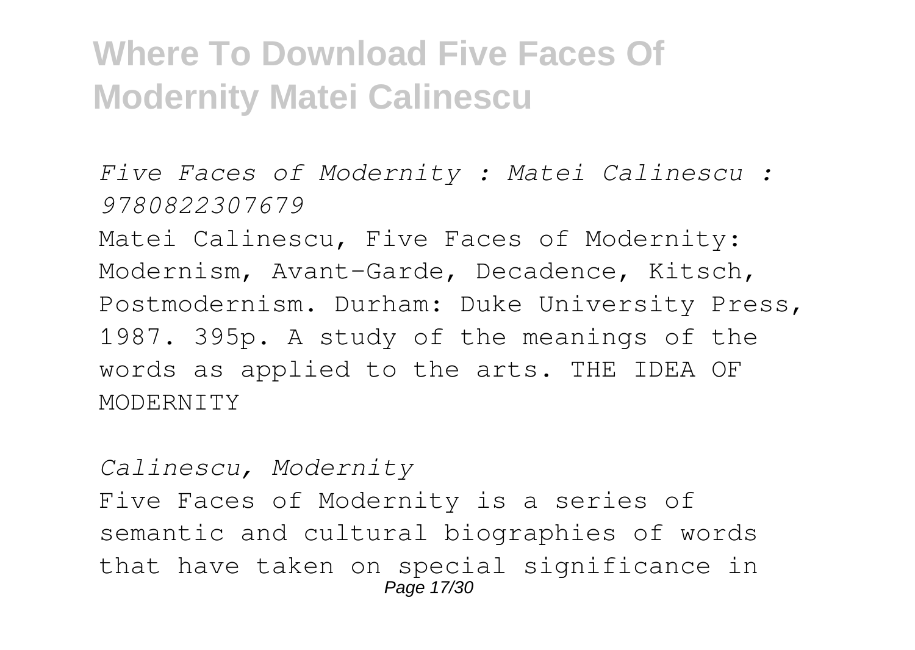*Five Faces of Modernity : Matei Calinescu : 9780822307679*

Matei Calinescu, Five Faces of Modernity: Modernism, Avant-Garde, Decadence, Kitsch, Postmodernism. Durham: Duke University Press, 1987. 395p. A study of the meanings of the words as applied to the arts. THE IDEA OF MODERNITY

*Calinescu, Modernity*

Five Faces of Modernity is a series of semantic and cultural biographies of words that have taken on special significance in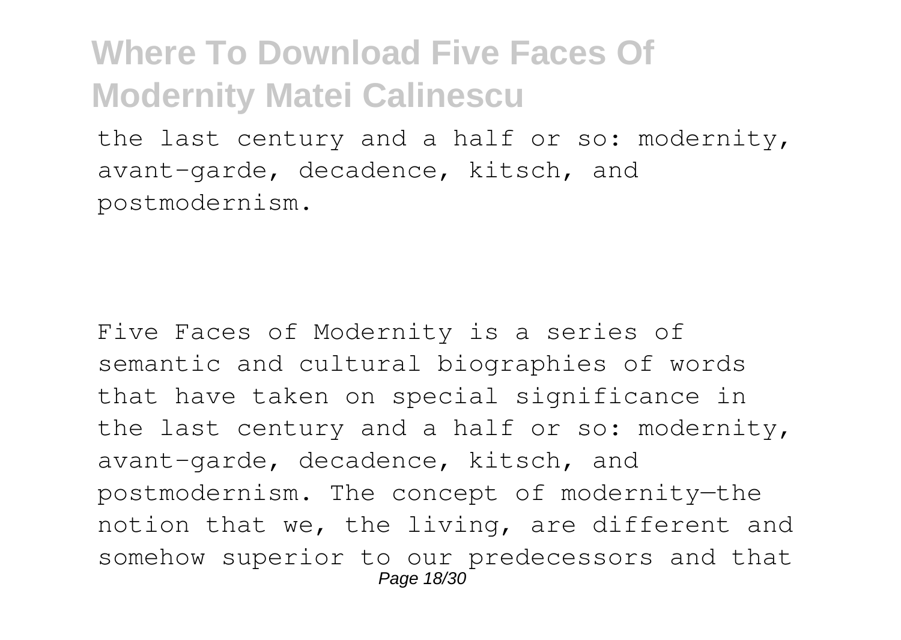the last century and a half or so: modernity, avant-garde, decadence, kitsch, and postmodernism.

Five Faces of Modernity is a series of semantic and cultural biographies of words that have taken on special significance in the last century and a half or so: modernity, avant-garde, decadence, kitsch, and postmodernism. The concept of modernity—the notion that we, the living, are different and somehow superior to our predecessors and that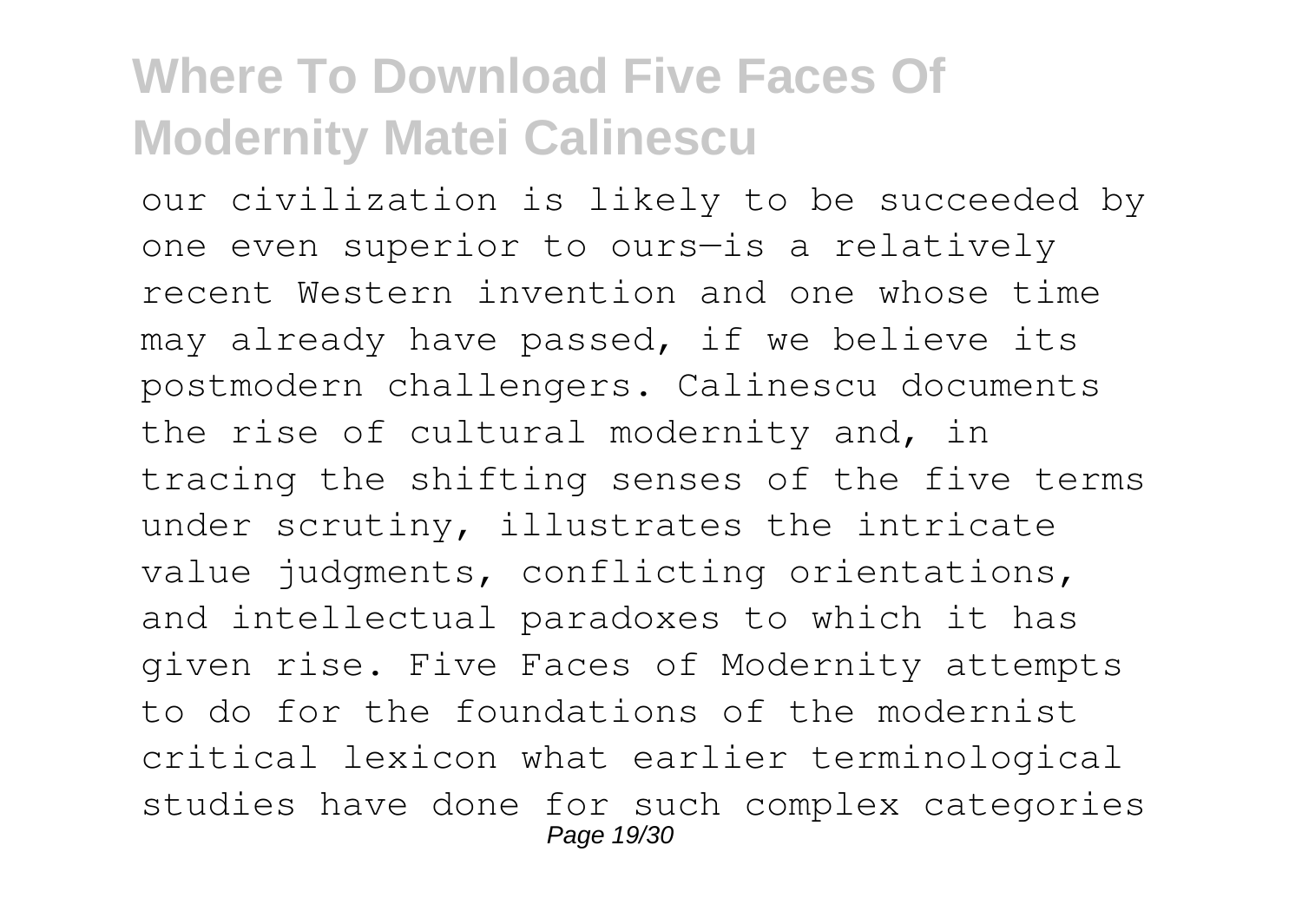our civilization is likely to be succeeded by one even superior to ours—is a relatively recent Western invention and one whose time may already have passed, if we believe its postmodern challengers. Calinescu documents the rise of cultural modernity and, in tracing the shifting senses of the five terms under scrutiny, illustrates the intricate value judgments, conflicting orientations, and intellectual paradoxes to which it has given rise. Five Faces of Modernity attempts to do for the foundations of the modernist critical lexicon what earlier terminological studies have done for such complex categories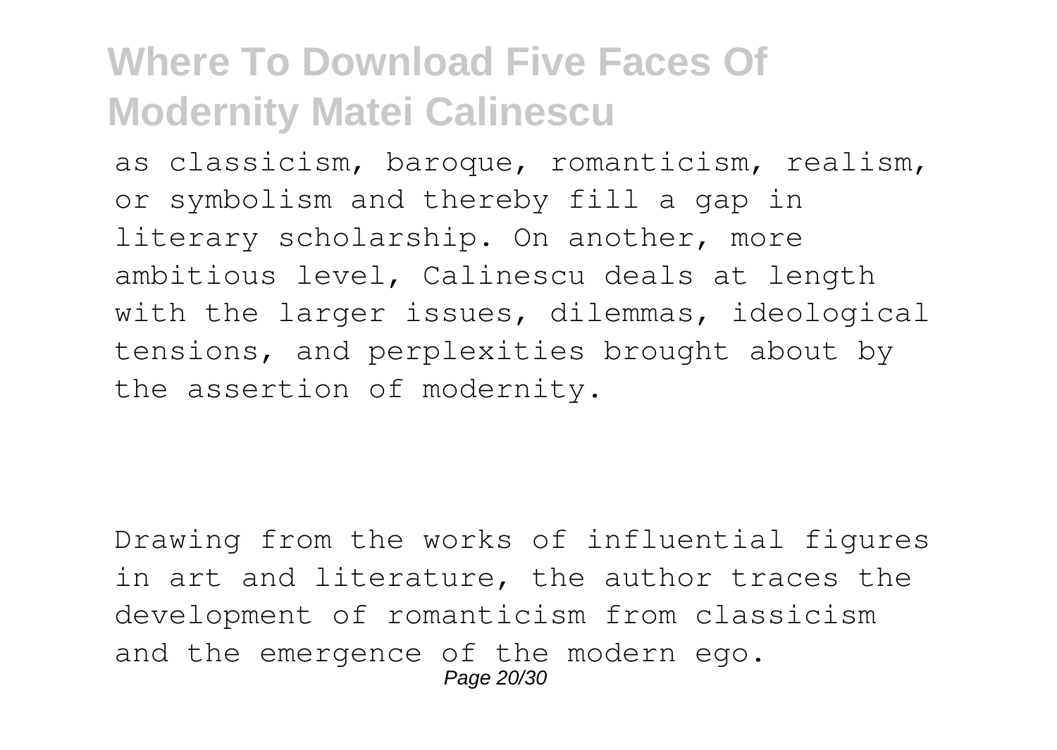as classicism, baroque, romanticism, realism, or symbolism and thereby fill a gap in literary scholarship. On another, more ambitious level, Calinescu deals at length with the larger issues, dilemmas, ideological tensions, and perplexities brought about by the assertion of modernity.

Drawing from the works of influential figures in art and literature, the author traces the development of romanticism from classicism and the emergence of the modern ego.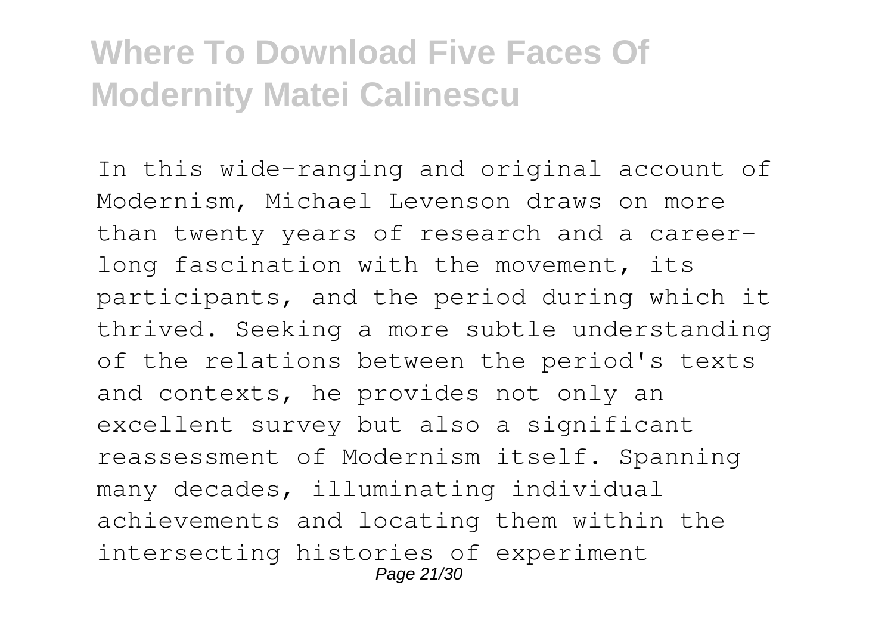In this wide-ranging and original account of Modernism, Michael Levenson draws on more than twenty years of research and a career-long fascination with the movement, its participants, and the period during which it thrived. Seeking a more subtle understanding of the relations between the period's texts and contexts, he provides not only an excellent survey but also a significant reassessment of Modernism itself. Spanning many decades, illuminating individual achievements and locating them within the intersecting histories of experiment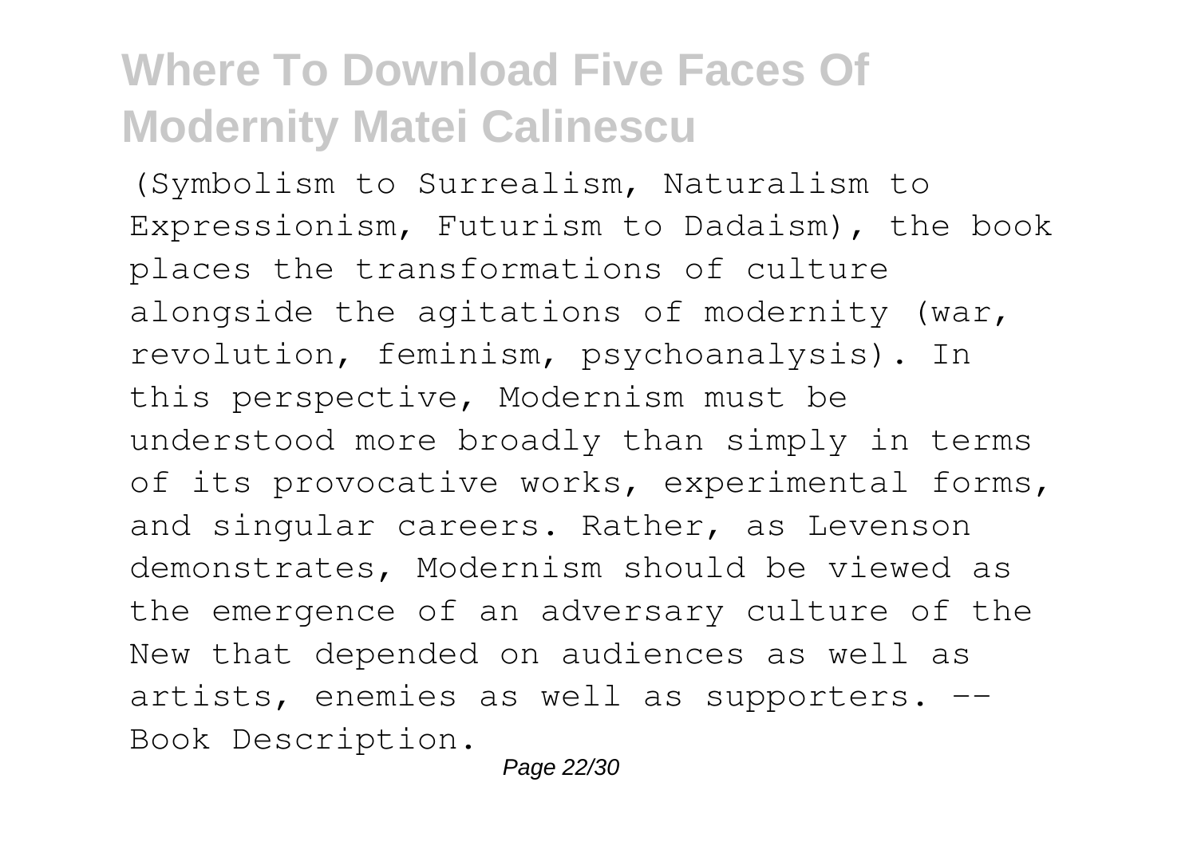(Symbolism to Surrealism, Naturalism to Expressionism, Futurism to Dadaism), the book places the transformations of culture alongside the agitations of modernity (war, revolution, feminism, psychoanalysis). In this perspective, Modernism must be understood more broadly than simply in terms of its provocative works, experimental forms, and singular careers. Rather, as Levenson demonstrates, Modernism should be viewed as the emergence of an adversary culture of the New that depended on audiences as well as artists, enemies as well as supporters. -- Book Description.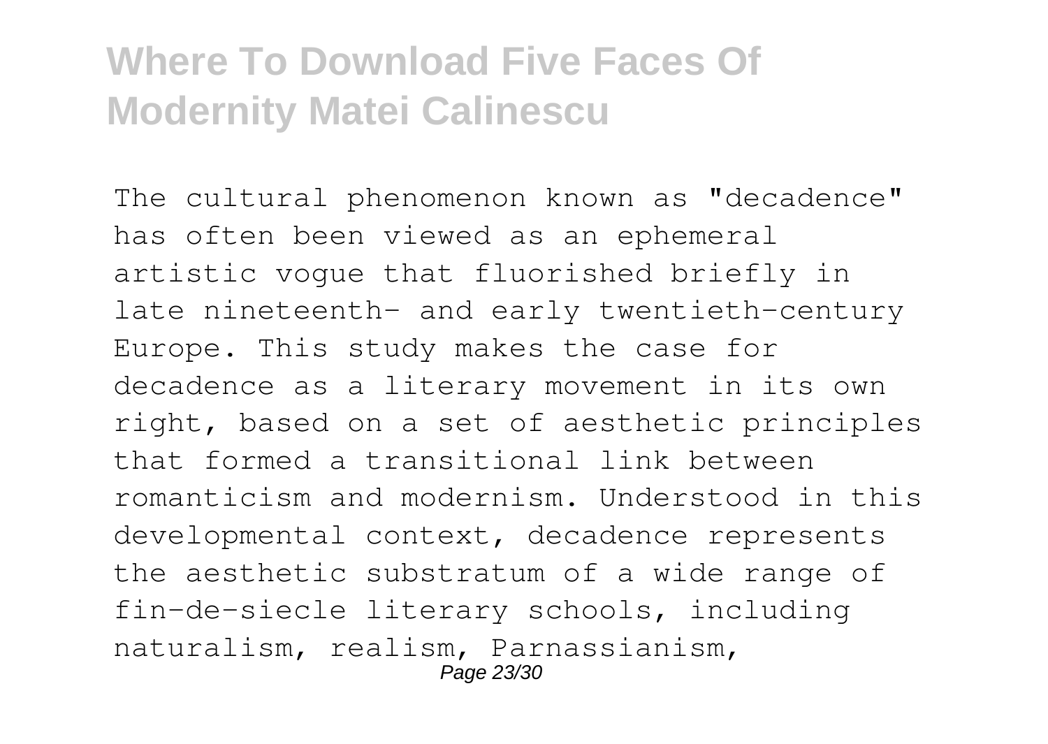The cultural phenomenon known as "decadence" has often been viewed as an ephemeral artistic vogue that fluorished briefly in late nineteenth- and early twentieth-century Europe. This study makes the case for decadence as a literary movement in its own right, based on a set of aesthetic principles that formed a transitional link between romanticism and modernism. Understood in this developmental context, decadence represents the aesthetic substratum of a wide range of fin-de-siecle literary schools, including naturalism, realism, Parnassianism,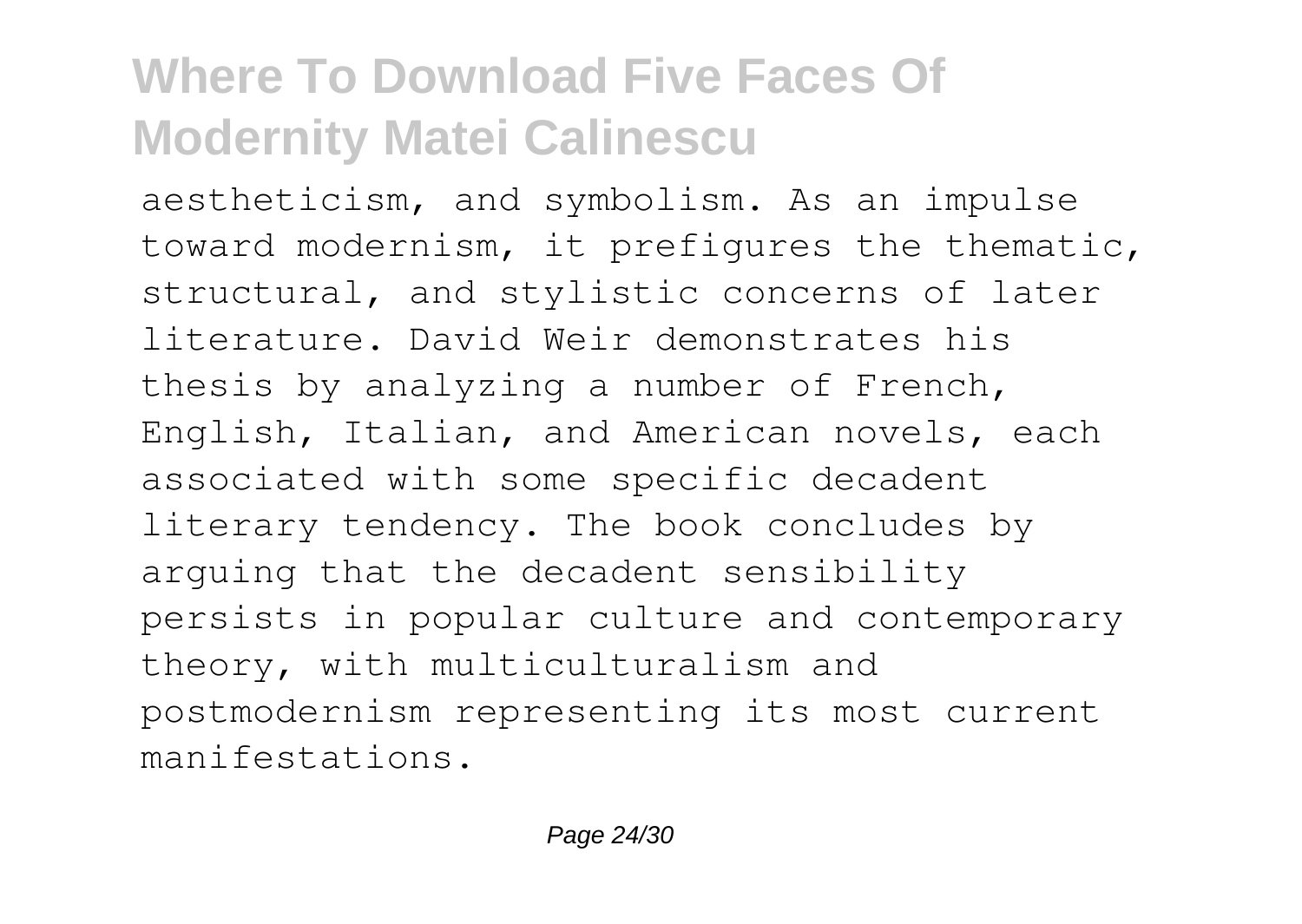aestheticism, and symbolism. As an impulse toward modernism, it prefigures the thematic, structural, and stylistic concerns of later literature. David Weir demonstrates his thesis by analyzing a number of French, English, Italian, and American novels, each associated with some specific decadent literary tendency. The book concludes by arguing that the decadent sensibility persists in popular culture and contemporary theory, with multiculturalism and postmodernism representing its most current manifestations.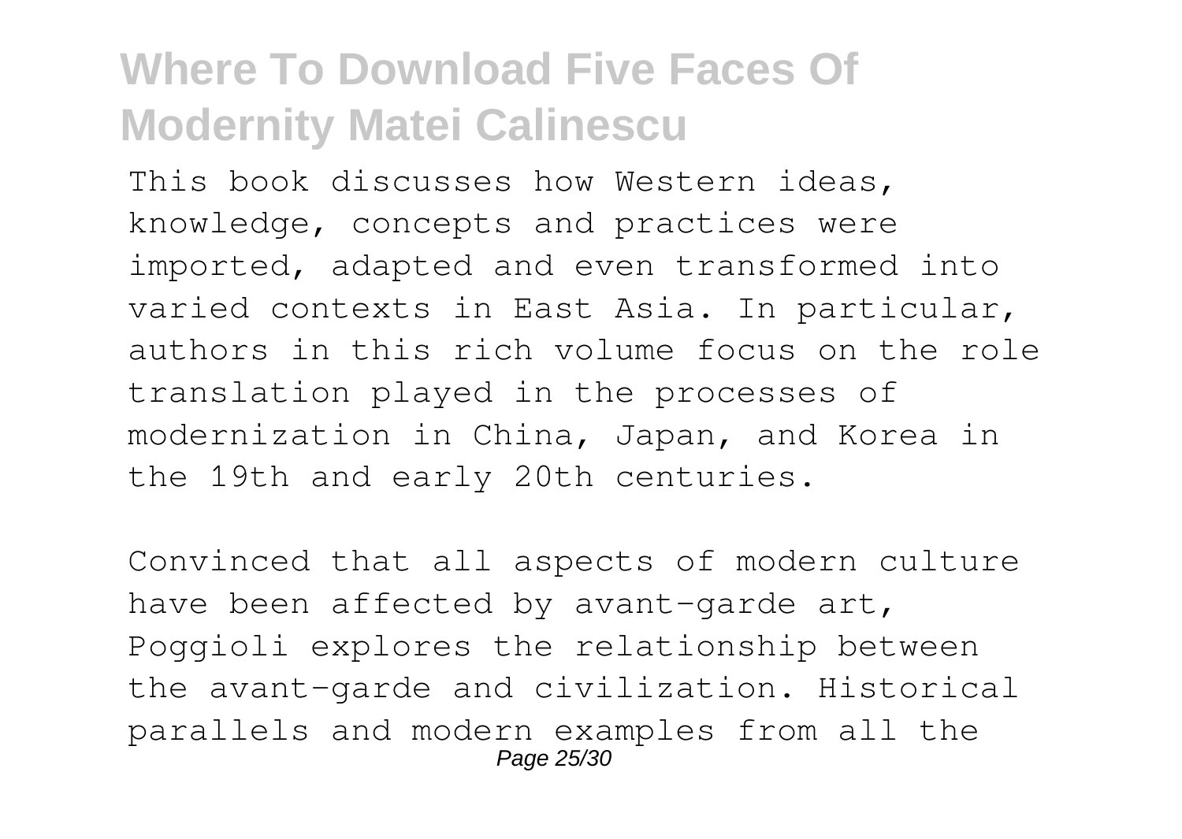This book discusses how Western ideas, knowledge, concepts and practices were imported, adapted and even transformed into varied contexts in East Asia. In particular, authors in this rich volume focus on the role translation played in the processes of modernization in China, Japan, and Korea in the 19th and early 20th centuries.

Convinced that all aspects of modern culture have been affected by avant-garde art, Poggioli explores the relationship between the avant-garde and civilization. Historical parallels and modern examples from all the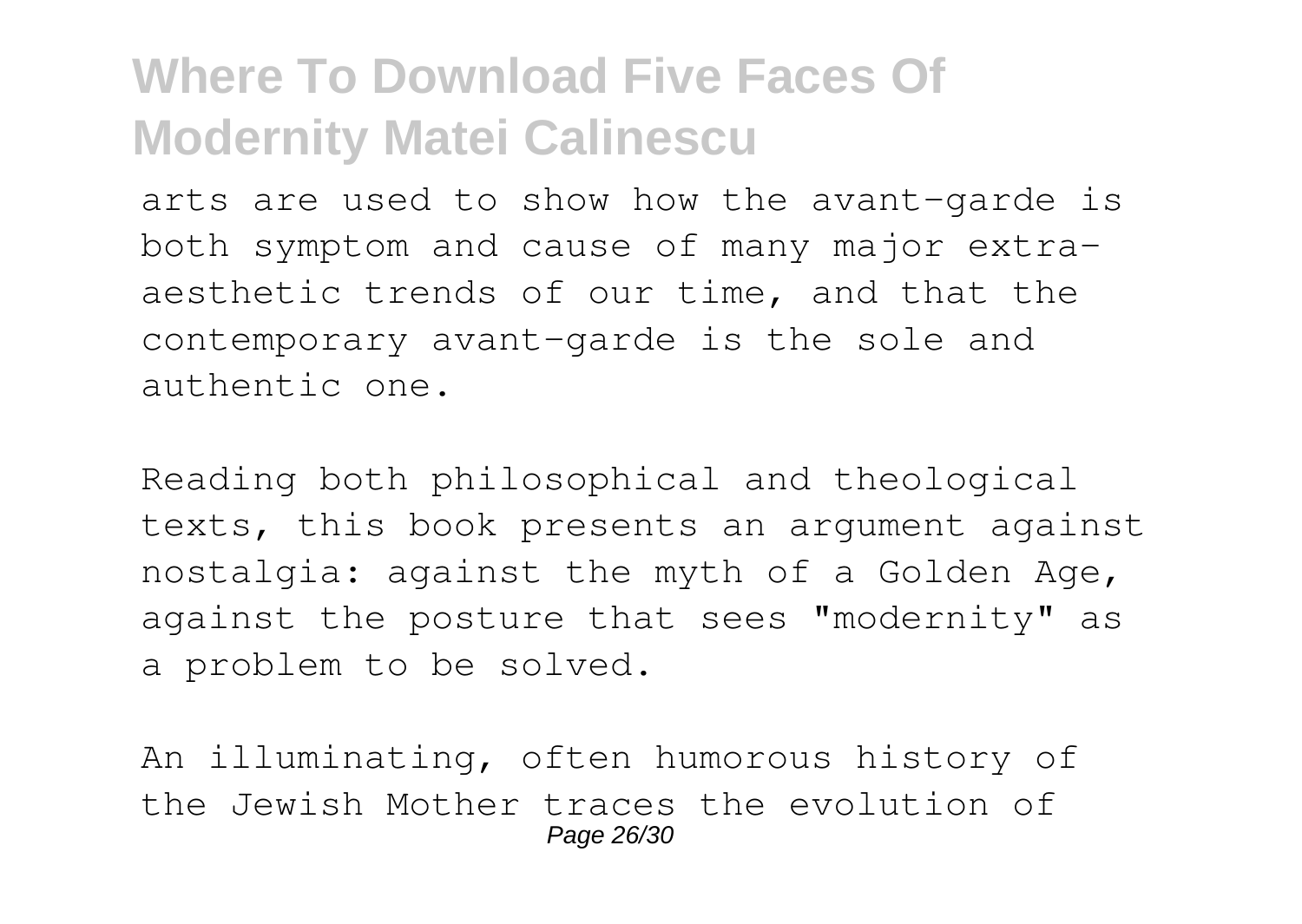arts are used to show how the avant-garde is both symptom and cause of many major extra-aesthetic trends of our time, and that the contemporary avant-garde is the sole and authentic one.

Reading both philosophical and theological texts, this book presents an argument against nostalgia: against the myth of a Golden Age, against the posture that sees "modernity" as a problem to be solved.

An illuminating, often humorous history of the Jewish Mother traces the evolution of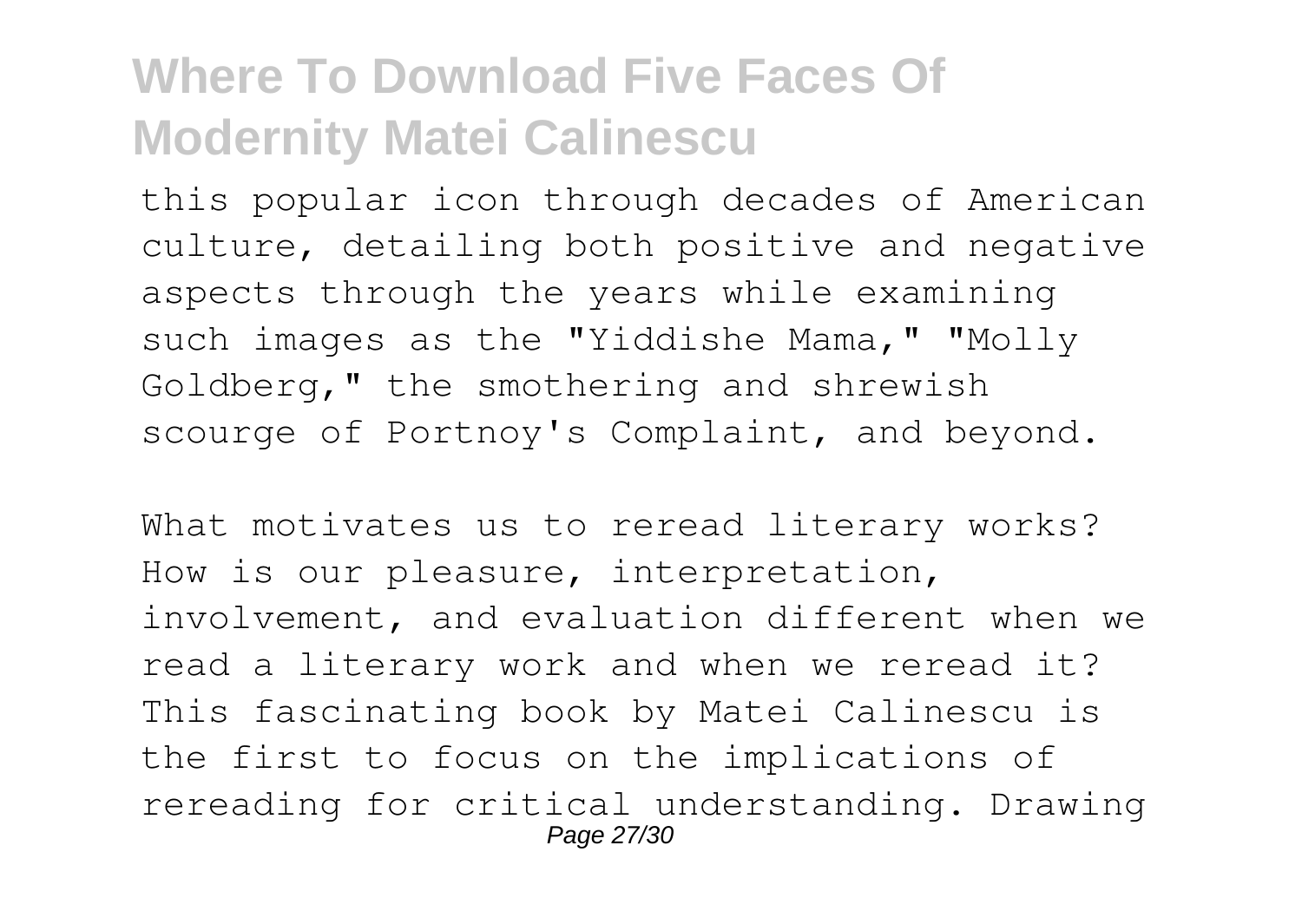this popular icon through decades of American culture, detailing both positive and negative aspects through the years while examining such images as the "Yiddishe Mama," "Molly Goldberg," the smothering and shrewish scourge of Portnoy's Complaint, and beyond.

What motivates us to reread literary works? How is our pleasure, interpretation, involvement, and evaluation different when we read a literary work and when we reread it? This fascinating book by Matei Calinescu is the first to focus on the implications of rereading for critical understanding. Drawing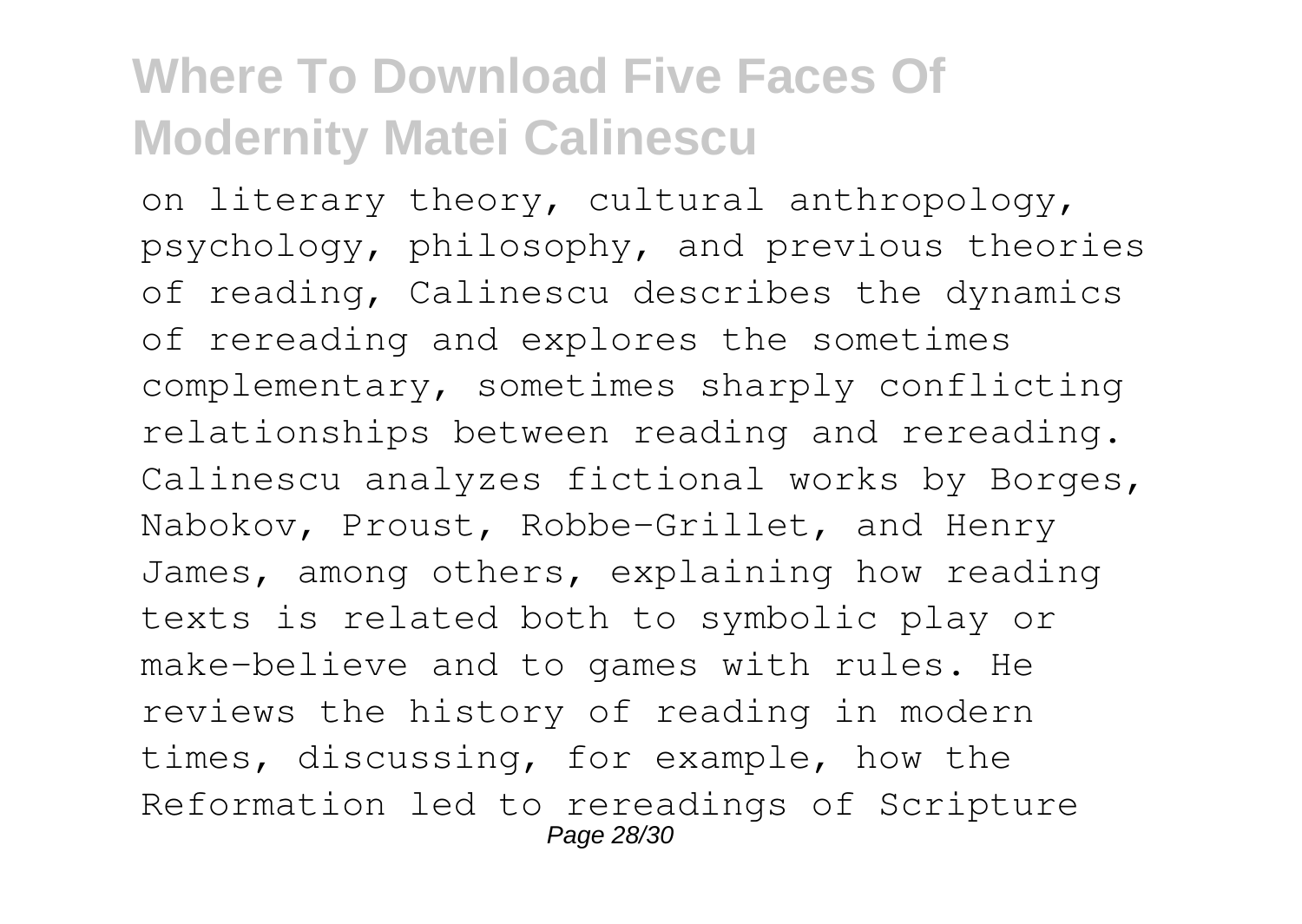on literary theory, cultural anthropology, psychology, philosophy, and previous theories of reading, Calinescu describes the dynamics of rereading and explores the sometimes complementary, sometimes sharply conflicting relationships between reading and rereading. Calinescu analyzes fictional works by Borges, Nabokov, Proust, Robbe-Grillet, and Henry James, among others, explaining how reading texts is related both to symbolic play or make-believe and to games with rules. He reviews the history of reading in modern times, discussing, for example, how the Reformation led to rereadings of Scripture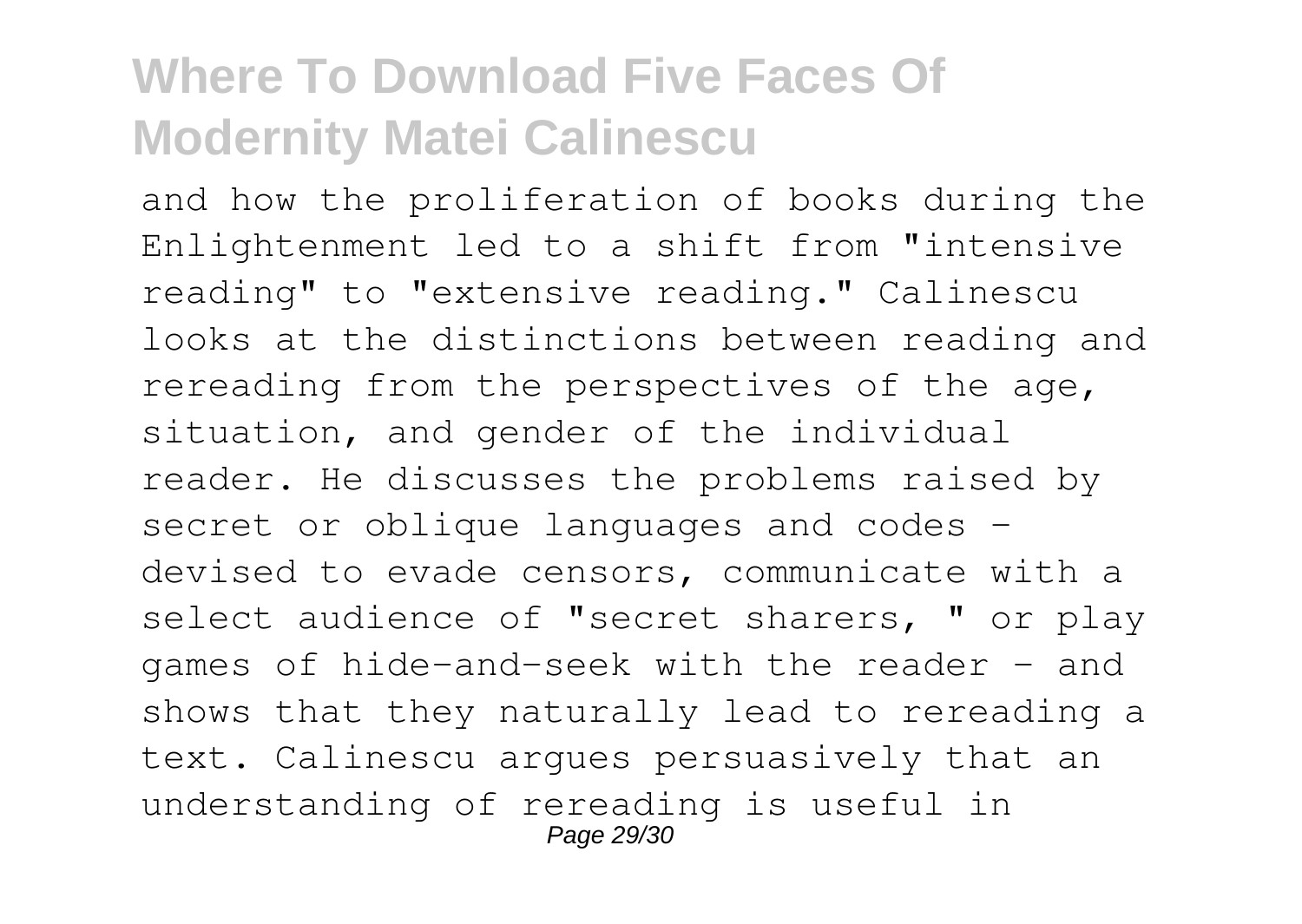and how the proliferation of books during the Enlightenment led to a shift from "intensive reading" to "extensive reading." Calinescu looks at the distinctions between reading and rereading from the perspectives of the age, situation, and gender of the individual reader. He discusses the problems raised by secret or oblique languages and codes - devised to evade censors, communicate with a select audience of "secret sharers, " or play games of hide-and-seek with the reader - and shows that they naturally lead to rereading a text. Calinescu argues persuasively that an understanding of rereading is useful in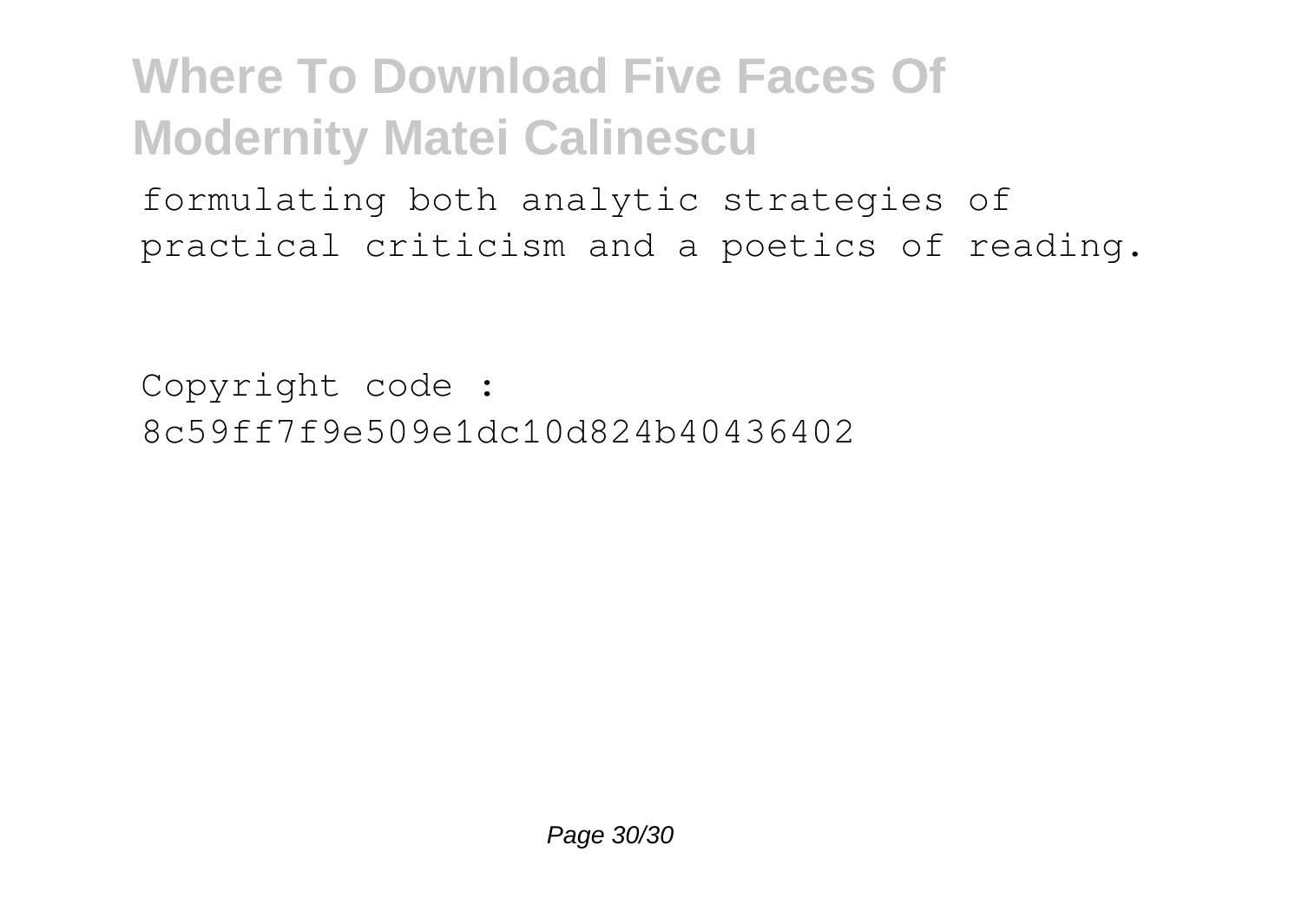formulating both analytic strategies of practical criticism and a poetics of reading.

Copyright code : 8c59ff7f9e509e1dc10d824b40436402